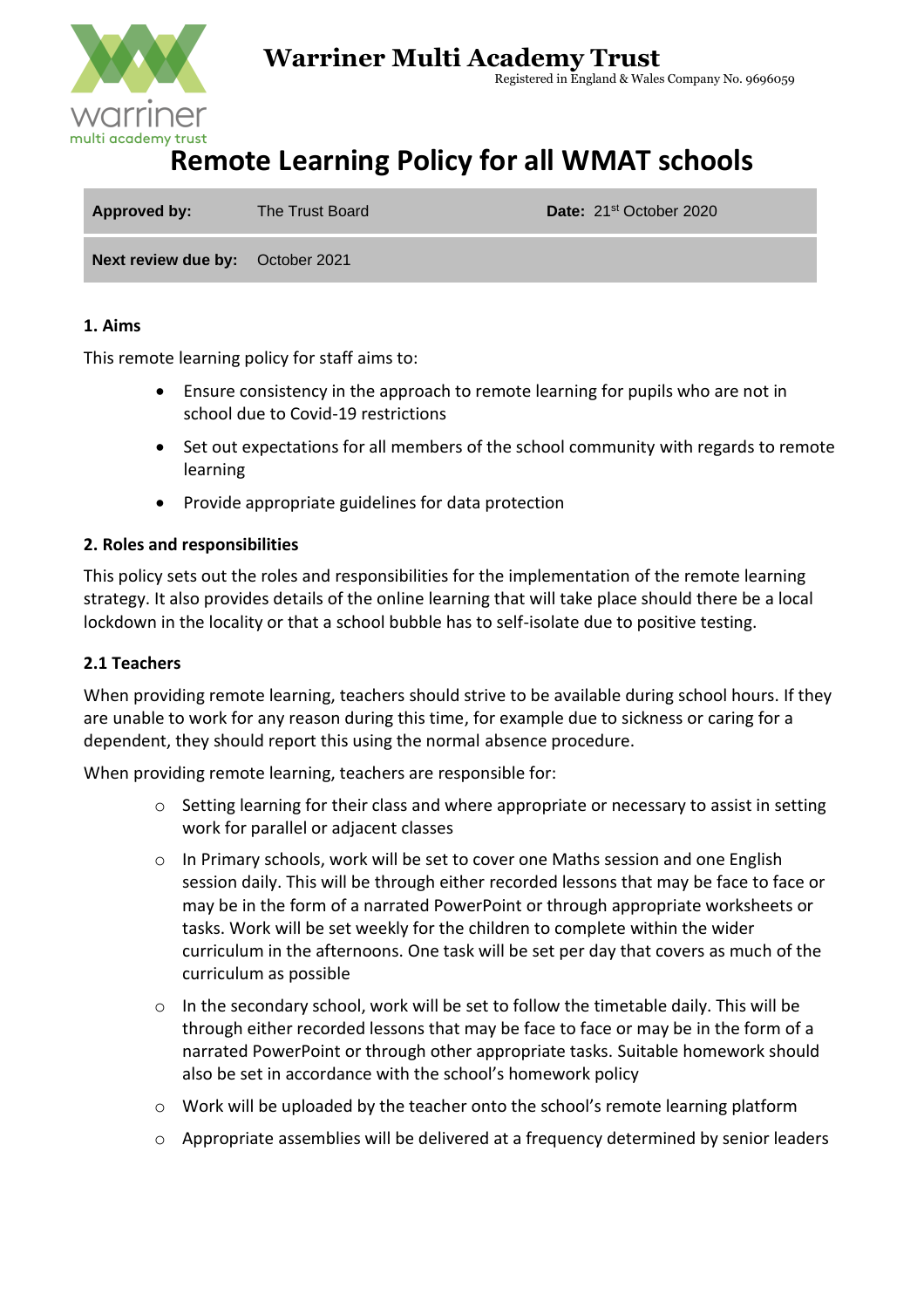**Warriner Multi Academy Trust**
Registered in England & Wales Company No. 9696059

# Remote Learning Policy for all WMAT schools

| **Approved by:** | The Trust Board | **Date:** 21st October 2020 |
|---|---|---|
| **Next review due by:** | October 2021 | |

### 1. Aims

This remote learning policy for staff aims to:

- Ensure consistency in the approach to remote learning for pupils who are not in school due to Covid-19 restrictions
- Set out expectations for all members of the school community with regards to remote learning
- Provide appropriate guidelines for data protection

### 2. Roles and responsibilities

This policy sets out the roles and responsibilities for the implementation of the remote learning strategy. It also provides details of the online learning that will take place should there be a local lockdown in the locality or that a school bubble has to self-isolate due to positive testing.

### 2.1 Teachers

When providing remote learning, teachers should strive to be available during school hours. If they are unable to work for any reason during this time, for example due to sickness or caring for a dependent, they should report this using the normal absence procedure.

When providing remote learning, teachers are responsible for:

- Setting learning for their class and where appropriate or necessary to assist in setting work for parallel or adjacent classes
- In Primary schools, work will be set to cover one Maths session and one English session daily. This will be through either recorded lessons that may be face to face or may be in the form of a narrated PowerPoint or through appropriate worksheets or tasks. Work will be set weekly for the children to complete within the wider curriculum in the afternoons. One task will be set per day that covers as much of the curriculum as possible
- In the secondary school, work will be set to follow the timetable daily. This will be through either recorded lessons that may be face to face or may be in the form of a narrated PowerPoint or through other appropriate tasks. Suitable homework should also be set in accordance with the school's homework policy
- Work will be uploaded by the teacher onto the school's remote learning platform
- Appropriate assemblies will be delivered at a frequency determined by senior leaders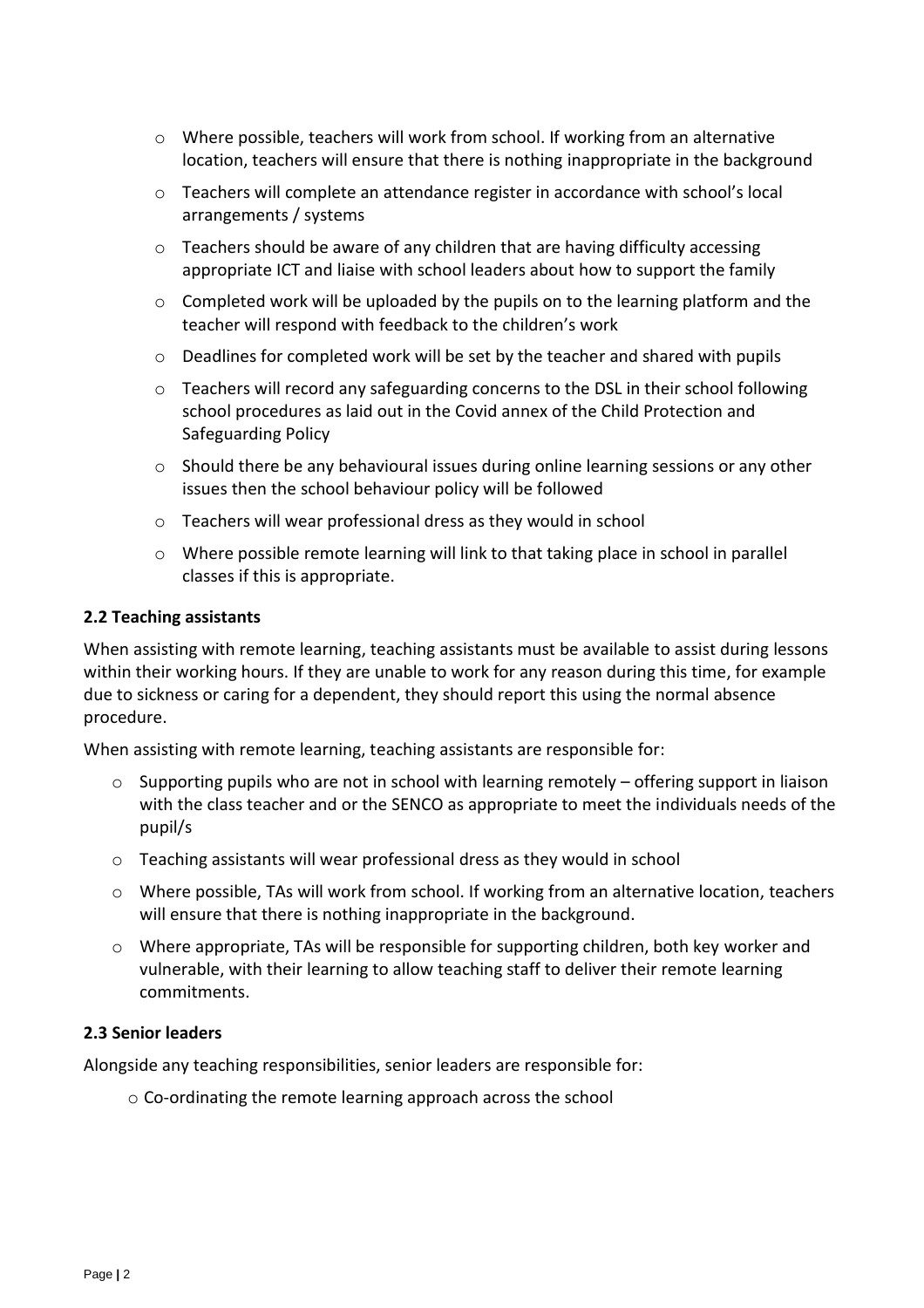- Where possible, teachers will work from school. If working from an alternative location, teachers will ensure that there is nothing inappropriate in the background
- Teachers will complete an attendance register in accordance with school's local arrangements / systems
- Teachers should be aware of any children that are having difficulty accessing appropriate ICT and liaise with school leaders about how to support the family
- Completed work will be uploaded by the pupils on to the learning platform and the teacher will respond with feedback to the children's work
- Deadlines for completed work will be set by the teacher and shared with pupils
- Teachers will record any safeguarding concerns to the DSL in their school following school procedures as laid out in the Covid annex of the Child Protection and Safeguarding Policy
- Should there be any behavioural issues during online learning sessions or any other issues then the school behaviour policy will be followed
- Teachers will wear professional dress as they would in school
- Where possible remote learning will link to that taking place in school in parallel classes if this is appropriate.

### 2.2 Teaching assistants

When assisting with remote learning, teaching assistants must be available to assist during lessons within their working hours. If they are unable to work for any reason during this time, for example due to sickness or caring for a dependent, they should report this using the normal absence procedure.

When assisting with remote learning, teaching assistants are responsible for:

- Supporting pupils who are not in school with learning remotely – offering support in liaison with the class teacher and or the SENCO as appropriate to meet the individuals needs of the pupil/s
- Teaching assistants will wear professional dress as they would in school
- Where possible, TAs will work from school. If working from an alternative location, teachers will ensure that there is nothing inappropriate in the background.
- Where appropriate, TAs will be responsible for supporting children, both key worker and vulnerable, with their learning to allow teaching staff to deliver their remote learning commitments.

### 2.3 Senior leaders

Alongside any teaching responsibilities, senior leaders are responsible for:

- Co-ordinating the remote learning approach across the school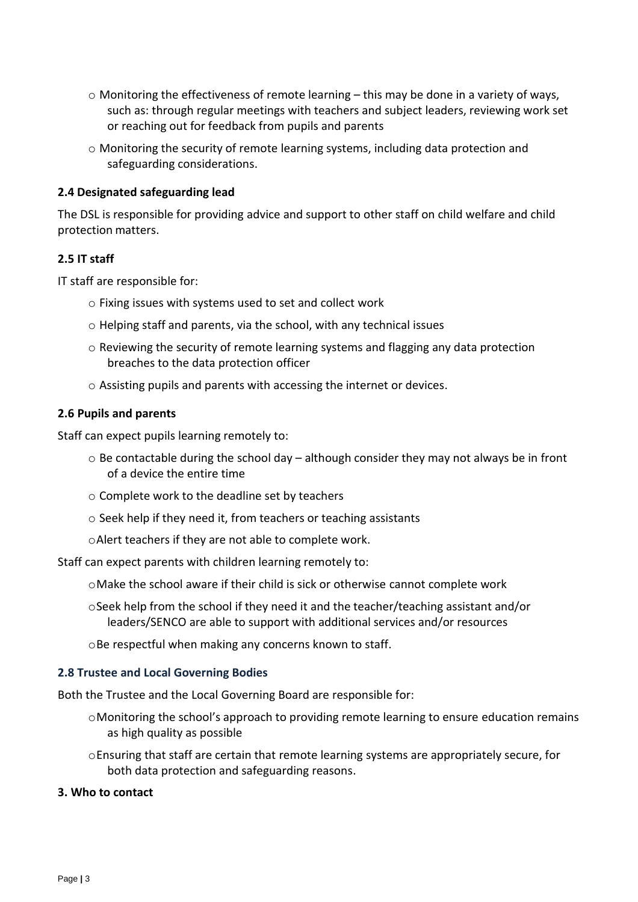- Monitoring the effectiveness of remote learning – this may be done in a variety of ways, such as: through regular meetings with teachers and subject leaders, reviewing work set or reaching out for feedback from pupils and parents
- Monitoring the security of remote learning systems, including data protection and safeguarding considerations.

### 2.4 Designated safeguarding lead

The DSL is responsible for providing advice and support to other staff on child welfare and child protection matters.

### 2.5 IT staff

IT staff are responsible for:

- Fixing issues with systems used to set and collect work
- Helping staff and parents, via the school, with any technical issues
- Reviewing the security of remote learning systems and flagging any data protection breaches to the data protection officer
- Assisting pupils and parents with accessing the internet or devices.

### 2.6 Pupils and parents

Staff can expect pupils learning remotely to:

- Be contactable during the school day – although consider they may not always be in front of a device the entire time
- Complete work to the deadline set by teachers
- Seek help if they need it, from teachers or teaching assistants
- Alert teachers if they are not able to complete work.

Staff can expect parents with children learning remotely to:

- Make the school aware if their child is sick or otherwise cannot complete work
- Seek help from the school if they need it and the teacher/teaching assistant and/or leaders/SENCO are able to support with additional services and/or resources
- Be respectful when making any concerns known to staff.

### 2.8 Trustee and Local Governing Bodies

Both the Trustee and the Local Governing Board are responsible for:

- Monitoring the school's approach to providing remote learning to ensure education remains as high quality as possible
- Ensuring that staff are certain that remote learning systems are appropriately secure, for both data protection and safeguarding reasons.

## 3. Who to contact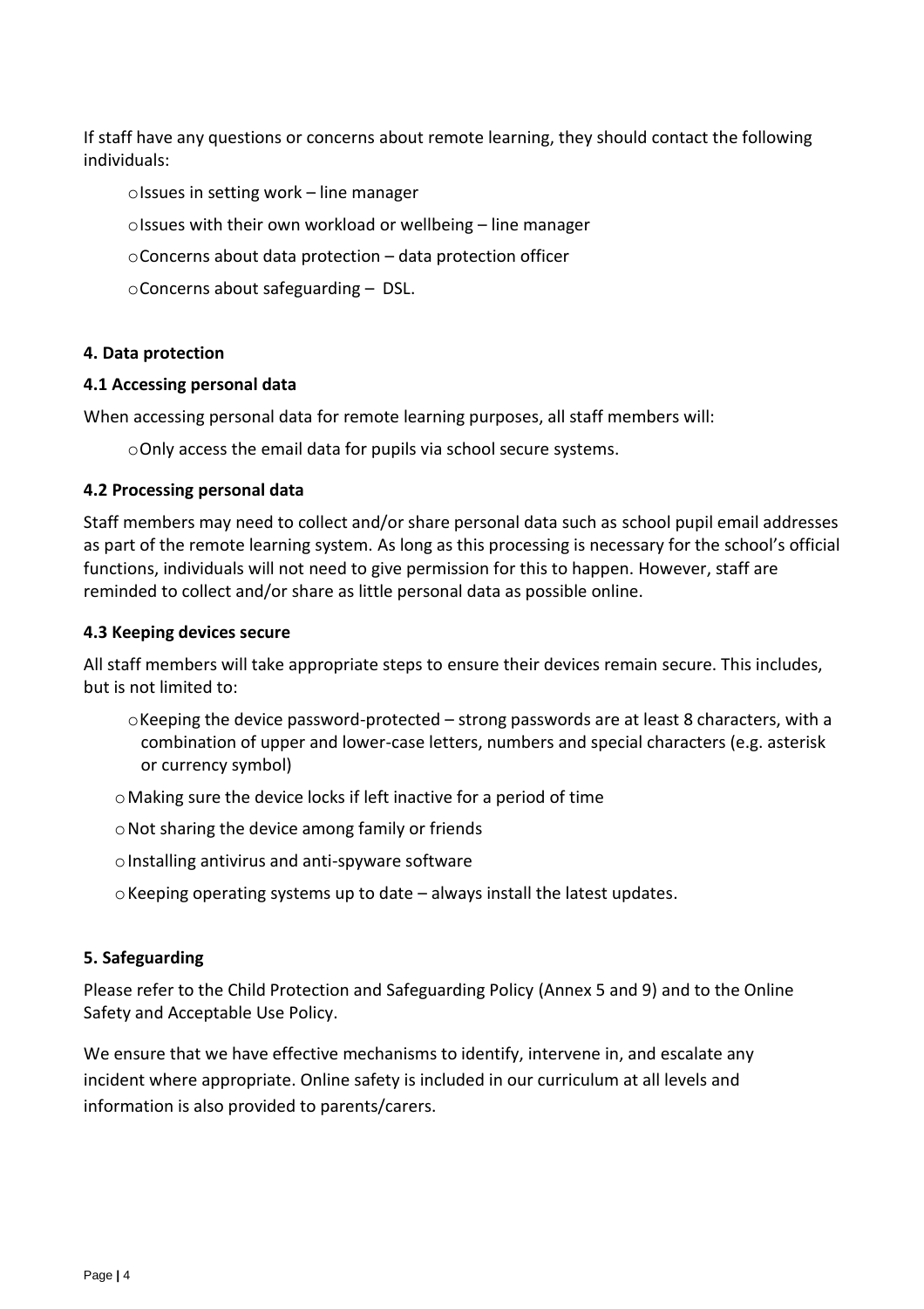If staff have any questions or concerns about remote learning, they should contact the following individuals:

- Issues in setting work – line manager
- Issues with their own workload or wellbeing – line manager
- Concerns about data protection – data protection officer
- Concerns about safeguarding – DSL.

**4. Data protection**

**4.1 Accessing personal data**

When accessing personal data for remote learning purposes, all staff members will:

- Only access the email data for pupils via school secure systems.

**4.2 Processing personal data**

Staff members may need to collect and/or share personal data such as school pupil email addresses as part of the remote learning system. As long as this processing is necessary for the school's official functions, individuals will not need to give permission for this to happen. However, staff are reminded to collect and/or share as little personal data as possible online.

**4.3 Keeping devices secure**

All staff members will take appropriate steps to ensure their devices remain secure. This includes, but is not limited to:

- Keeping the device password-protected – strong passwords are at least 8 characters, with a combination of upper and lower-case letters, numbers and special characters (e.g. asterisk or currency symbol)
- Making sure the device locks if left inactive for a period of time
- Not sharing the device among family or friends
- Installing antivirus and anti-spyware software
- Keeping operating systems up to date – always install the latest updates.

**5. Safeguarding**

Please refer to the Child Protection and Safeguarding Policy (Annex 5 and 9) and to the Online Safety and Acceptable Use Policy.

We ensure that we have effective mechanisms to identify, intervene in, and escalate any incident where appropriate. Online safety is included in our curriculum at all levels and information is also provided to parents/carers.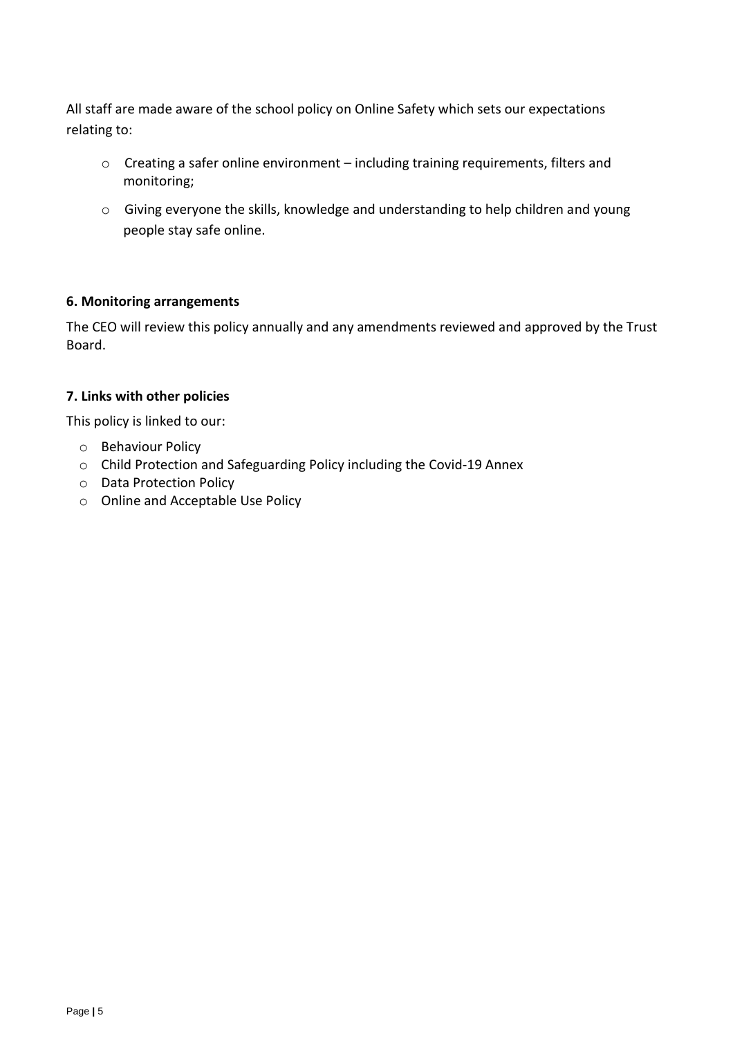All staff are made aware of the school policy on Online Safety which sets our expectations relating to:

- Creating a safer online environment – including training requirements, filters and monitoring;
- Giving everyone the skills, knowledge and understanding to help children and young people stay safe online.

**6. Monitoring arrangements**

The CEO will review this policy annually and any amendments reviewed and approved by the Trust Board.

**7. Links with other policies**

This policy is linked to our:

- Behaviour Policy
- Child Protection and Safeguarding Policy including the Covid-19 Annex
- Data Protection Policy
- Online and Acceptable Use Policy